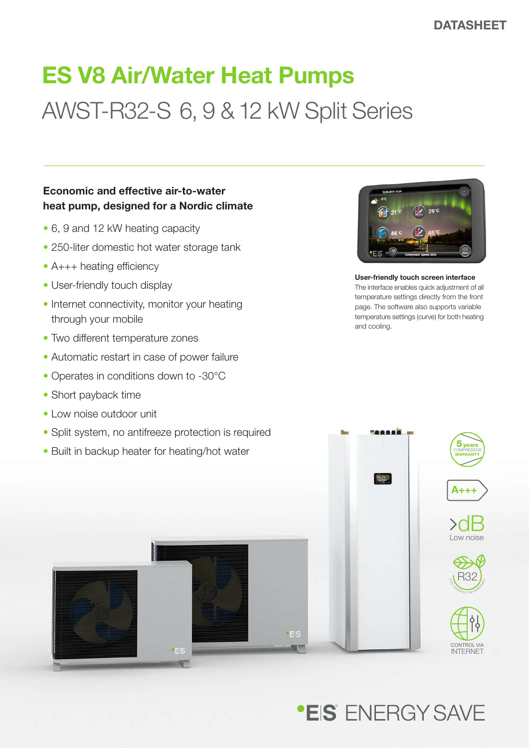DATASHEET

# ES V8 Air/Water Heat Pumps

## AWST-R32-S 6, 9 & 12 kW Split Series

**Economic and effective air-to-water heat pump, designed for a Nordic climate**

- 6, 9 and 12 kW heating capacity
- 250-liter domestic hot water storage tank
- A+++ heating efficiency
- User-friendly touch display
- Internet connectivity, monitor your heating through your mobile
- Two different temperature zones
- Automatic restart in case of power failure
- Operates in conditions down to -30°C
- Short payback time
- Low noise outdoor unit
- Split system, no antifreeze protection is required
- Built in backup heater for heating/hot water

**User-friendly touch screen interface**

The interface enables quick adjustment of all temperature settings directly from the front page. The software also supports variable temperature settings (curve) for both heating and cooling.

5 years COMPRESSOR WARRANTY

A+++

>dB Low noise

R32 ECO FRIENDLY REFRIGERANT

CONTROL VIA INTERNET

E|S ENERGY SAVE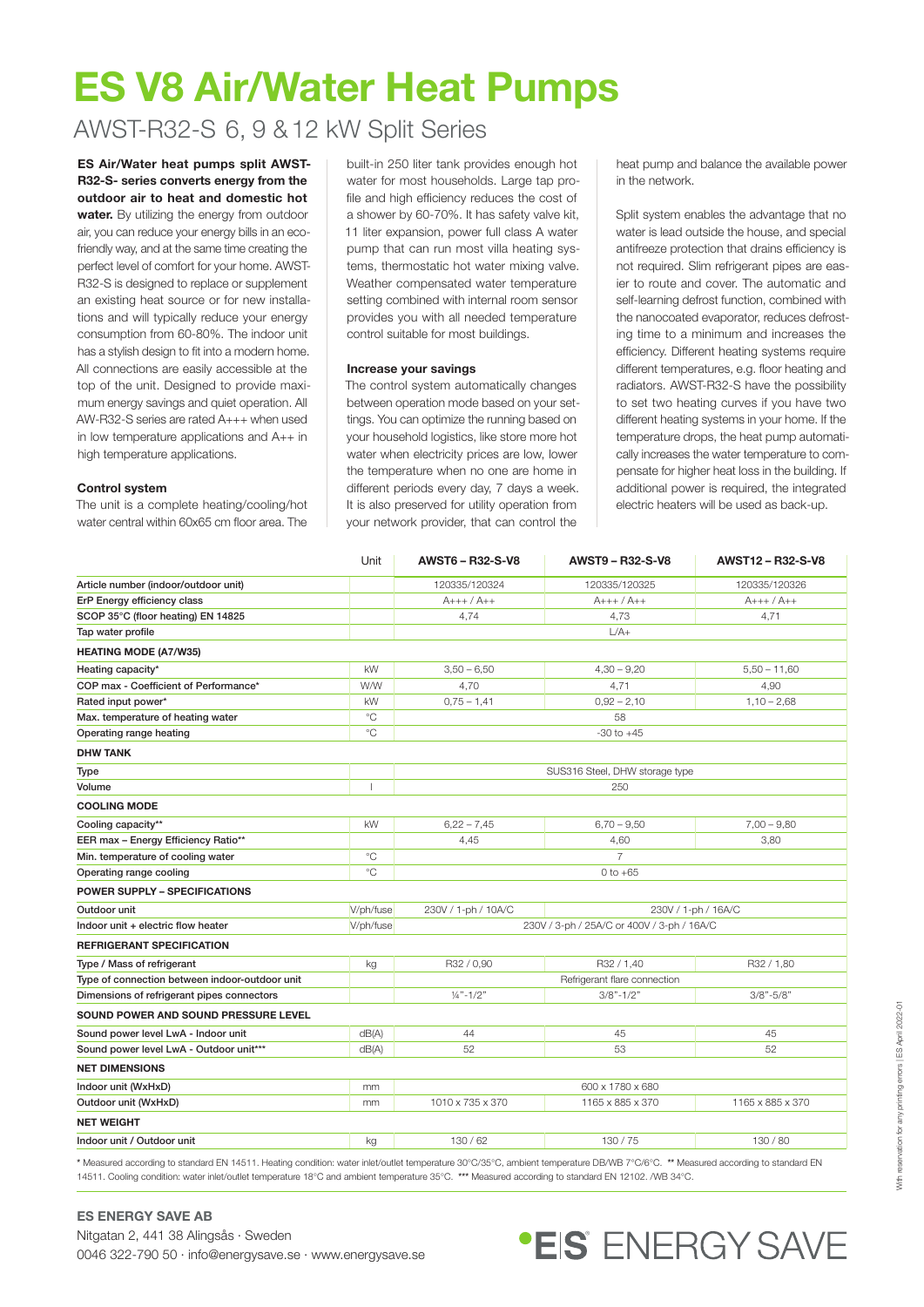# ES V8 Air/Water Heat Pumps

## AWST-R32-S 6, 9 & 12 kW Split Series

**ES Air/Water heat pumps split AWST-R32-S- series converts energy from the outdoor air to heat and domestic hot water.** By utilizing the energy from outdoor air, you can reduce your energy bills in an eco-friendly way, and at the same time creating the perfect level of comfort for your home. AWST-R32-S is designed to replace or supplement an existing heat source or for new installations and will typically reduce your energy consumption from 60-80%. The indoor unit has a stylish design to fit into a modern home. All connections are easily accessible at the top of the unit. Designed to provide maximum energy savings and quiet operation. All AW-R32-S series are rated A+++ when used in low temperature applications and A++ in high temperature applications.

### Control system

The unit is a complete heating/cooling/hot water central within 60x65 cm floor area. The built-in 250 liter tank provides enough hot water for most households. Large tap profile and high efficiency reduces the cost of a shower by 60-70%. It has safety valve kit, 11 liter expansion, power full class A water pump that can run most villa heating systems, thermostatic hot water mixing valve. Weather compensated water temperature setting combined with internal room sensor provides you with all needed temperature control suitable for most buildings.

### Increase your savings

The control system automatically changes between operation mode based on your settings. You can optimize the running based on your household logistics, like store more hot water when electricity prices are low, lower the temperature when no one are home in different periods every day, 7 days a week. It is also preserved for utility operation from your network provider, that can control the heat pump and balance the available power in the network.

Split system enables the advantage that no water is lead outside the house, and special antifreeze protection that drains efficiency is not required. Slim refrigerant pipes are easier to route and cover. The automatic and self-learning defrost function, combined with the nanocoated evaporator, reduces defrosting time to a minimum and increases the efficiency. Different heating systems require different temperatures, e.g. floor heating and radiators. AWST-R32-S have the possibility to set two heating curves if you have two different heating systems in your home. If the temperature drops, the heat pump automatically increases the water temperature to compensate for higher heat loss in the building. If additional power is required, the integrated electric heaters will be used as back-up.

| | Unit | AWST6 – R32-S-V8 | AWST9 – R32-S-V8 | AWST12 – R32-S-V8 |
|---|---|---|---|---|
| Article number (indoor/outdoor unit) | | 120335/120324 | 120335/120325 | 120335/120326 |
| ErP Energy efficiency class | | A+++ / A++ | A+++ / A++ | A+++ / A++ |
| SCOP 35°C (floor heating) EN 14825 | | 4,74 | 4,73 | 4,71 |
| Tap water profile | | L/A+ | | |
| **HEATING MODE (A7/W35)** | | | | |
| Heating capacity* | kW | 3,50 – 6,50 | 4,30 – 9,20 | 5,50 – 11,60 |
| COP max - Coefficient of Performance* | W/W | 4,70 | 4,71 | 4,90 |
| Rated input power* | kW | 0,75 – 1,41 | 0,92 – 2,10 | 1,10 – 2,68 |
| Max. temperature of heating water | °C | 58 | | |
| Operating range heating | °C | -30 to +45 | | |
| **DHW TANK** | | | | |
| Type | | SUS316 Steel, DHW storage type | | |
| Volume | l | 250 | | |
| **COOLING MODE** | | | | |
| Cooling capacity** | kW | 6,22 – 7,45 | 6,70 – 9,50 | 7,00 – 9,80 |
| EER max – Energy Efficiency Ratio** | | 4,45 | 4,60 | 3,80 |
| Min. temperature of cooling water | °C | 7 | | |
| Operating range cooling | °C | 0 to +65 | | |
| **POWER SUPPLY – SPECIFICATIONS** | | | | |
| Outdoor unit | V/ph/fuse | 230V / 1-ph / 10A/C | 230V / 1-ph / 16A/C | |
| Indoor unit + electric flow heater | V/ph/fuse | 230V / 3-ph / 25A/C or 400V / 3-ph / 16A/C | | |
| **REFRIGERANT SPECIFICATION** | | | | |
| Type / Mass of refrigerant | kg | R32 / 0,90 | R32 / 1,40 | R32 / 1,80 |
| Type of connection between indoor-outdoor unit | | Refrigerant flare connection | | |
| Dimensions of refrigerant pipes connectors | | ¼"-1/2" | 3/8"-1/2" | 3/8"-5/8" |
| **SOUND POWER AND SOUND PRESSURE LEVEL** | | | | |
| Sound power level LwA - Indoor unit | dB(A) | 44 | 45 | 45 |
| Sound power level LwA - Outdoor unit*** | dB(A) | 52 | 53 | 52 |
| **NET DIMENSIONS** | | | | |
| Indoor unit (WxHxD) | mm | 600 x 1780 x 680 | | |
| Outdoor unit (WxHxD) | mm | 1010 x 735 x 370 | 1165 x 885 x 370 | 1165 x 885 x 370 |
| **NET WEIGHT** | | | | |
| Indoor unit / Outdoor unit | kg | 130 / 62 | 130 / 75 | 130 / 80 |

* Measured according to standard EN 14511. Heating condition: water inlet/outlet temperature 30°C/35°C, ambient temperature DB/WB 7°C/6°C. ** Measured according to standard EN 14511. Cooling condition: water inlet/outlet temperature 18°C and ambient temperature 35°C. *** Measured according to standard EN 12102. /WB 34°C.

**ES ENERGY SAVE AB**
Nitgatan 2, 441 38 Alingsås · Sweden
0046 322-790 50 · info@energysave.se · www.energysave.se

ES ENERGY SAVE

With reservation for any printing errors | ES April 2022-01